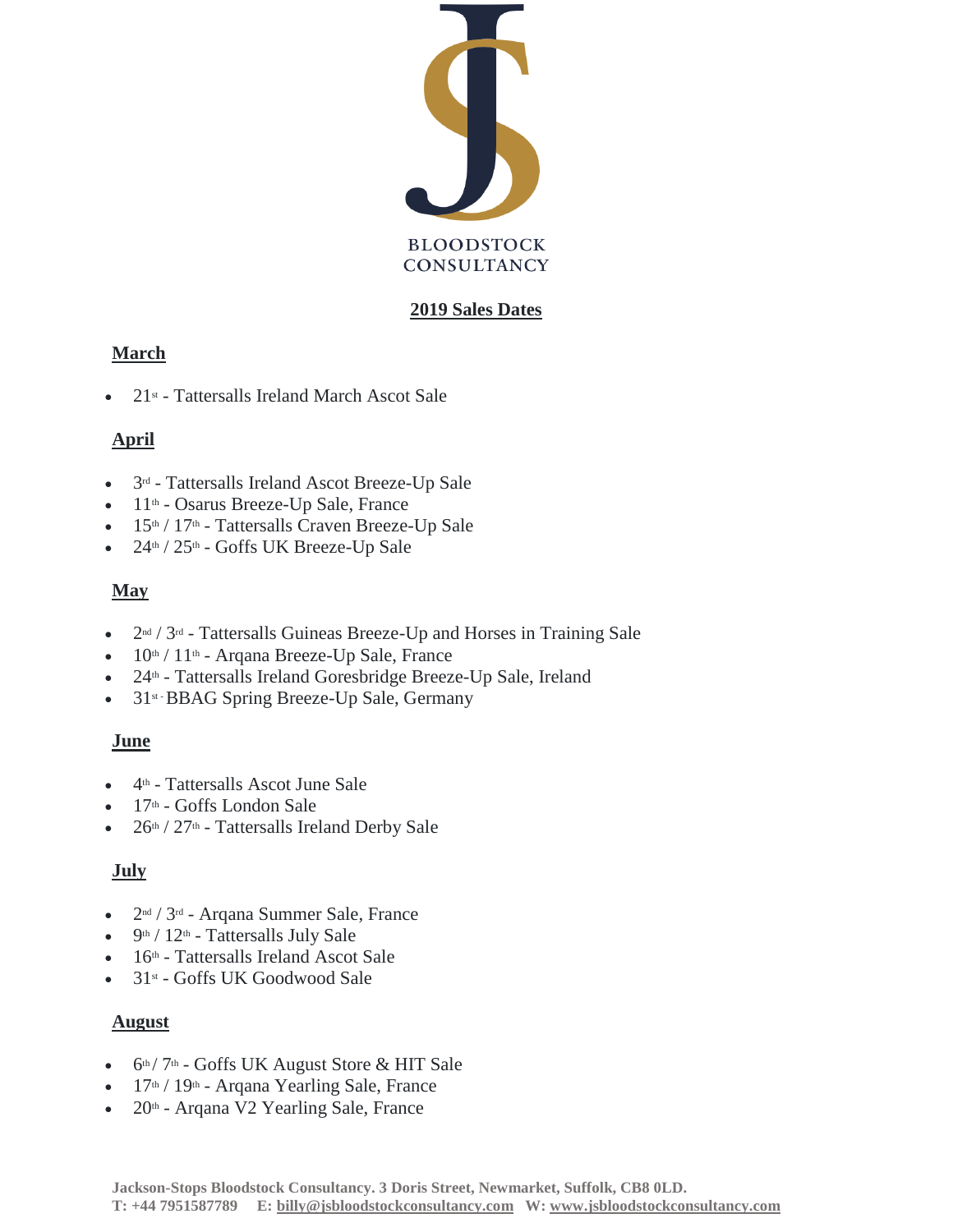BLOODSTOCK
CONSULTANCY

## 2019 Sales Dates

### March

- 21st - Tattersalls Ireland March Ascot Sale

### April

- 3rd - Tattersalls Ireland Ascot Breeze-Up Sale
- 11th - Osarus Breeze-Up Sale, France
- 15th / 17th - Tattersalls Craven Breeze-Up Sale
- 24th / 25th - Goffs UK Breeze-Up Sale

### May

- 2nd / 3rd - Tattersalls Guineas Breeze-Up and Horses in Training Sale
- 10th / 11th - Arqana Breeze-Up Sale, France
- 24th - Tattersalls Ireland Goresbridge Breeze-Up Sale, Ireland
- 31st - BBAG Spring Breeze-Up Sale, Germany

### June

- 4th - Tattersalls Ascot June Sale
- 17th - Goffs London Sale
- 26th / 27th - Tattersalls Ireland Derby Sale

### July

- 2nd / 3rd - Arqana Summer Sale, France
- 9th / 12th - Tattersalls July Sale
- 16th - Tattersalls Ireland Ascot Sale
- 31st - Goffs UK Goodwood Sale

### August

- 6th / 7th - Goffs UK August Store & HIT Sale
- 17th / 19th - Arqana Yearling Sale, France
- 20th - Arqana V2 Yearling Sale, France

**Jackson-Stops Bloodstock Consultancy. 3 Doris Street, Newmarket, Suffolk, CB8 0LD.**
**T: +44 7951587789 E: billy@jsbloodstockconsultancy.com W: www.jsbloodstockconsultancy.com**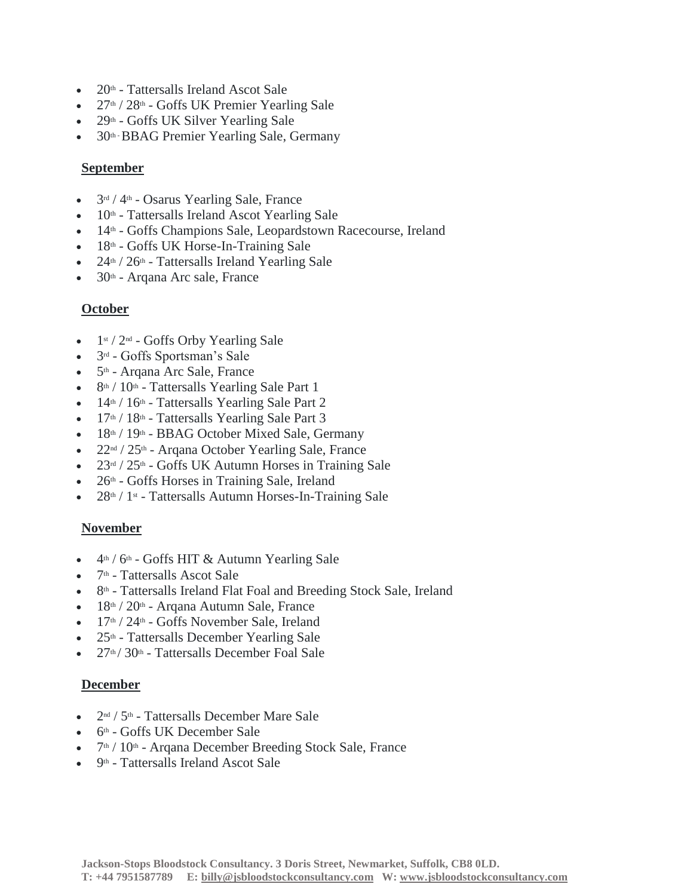- 20th - Tattersalls Ireland Ascot Sale
- 27th / 28th - Goffs UK Premier Yearling Sale
- 29th - Goffs UK Silver Yearling Sale
- 30th - BBAG Premier Yearling Sale, Germany

**September**

- 3rd / 4th - Osarus Yearling Sale, France
- 10th - Tattersalls Ireland Ascot Yearling Sale
- 14th - Goffs Champions Sale, Leopardstown Racecourse, Ireland
- 18th - Goffs UK Horse-In-Training Sale
- 24th / 26th - Tattersalls Ireland Yearling Sale
- 30th - Arqana Arc sale, France

**October**

- 1st / 2nd - Goffs Orby Yearling Sale
- 3rd - Goffs Sportsman's Sale
- 5th - Arqana Arc Sale, France
- 8th / 10th - Tattersalls Yearling Sale Part 1
- 14th / 16th - Tattersalls Yearling Sale Part 2
- 17th / 18th - Tattersalls Yearling Sale Part 3
- 18th / 19th - BBAG October Mixed Sale, Germany
- 22nd / 25th - Arqana October Yearling Sale, France
- 23rd / 25th - Goffs UK Autumn Horses in Training Sale
- 26th - Goffs Horses in Training Sale, Ireland
- 28th / 1st - Tattersalls Autumn Horses-In-Training Sale

**November**

- 4th / 6th - Goffs HIT & Autumn Yearling Sale
- 7th - Tattersalls Ascot Sale
- 8th - Tattersalls Ireland Flat Foal and Breeding Stock Sale, Ireland
- 18th / 20th - Arqana Autumn Sale, France
- 17th / 24th - Goffs November Sale, Ireland
- 25th - Tattersalls December Yearling Sale
- 27th / 30th - Tattersalls December Foal Sale

**December**

- 2nd / 5th - Tattersalls December Mare Sale
- 6th - Goffs UK December Sale
- 7th / 10th - Arqana December Breeding Stock Sale, France
- 9th - Tattersalls Ireland Ascot Sale

**Jackson-Stops Bloodstock Consultancy. 3 Doris Street, Newmarket, Suffolk, CB8 0LD.**
**T: +44 7951587789 E: billy@jsbloodstockconsultancy.com W: www.jsbloodstockconsultancy.com**